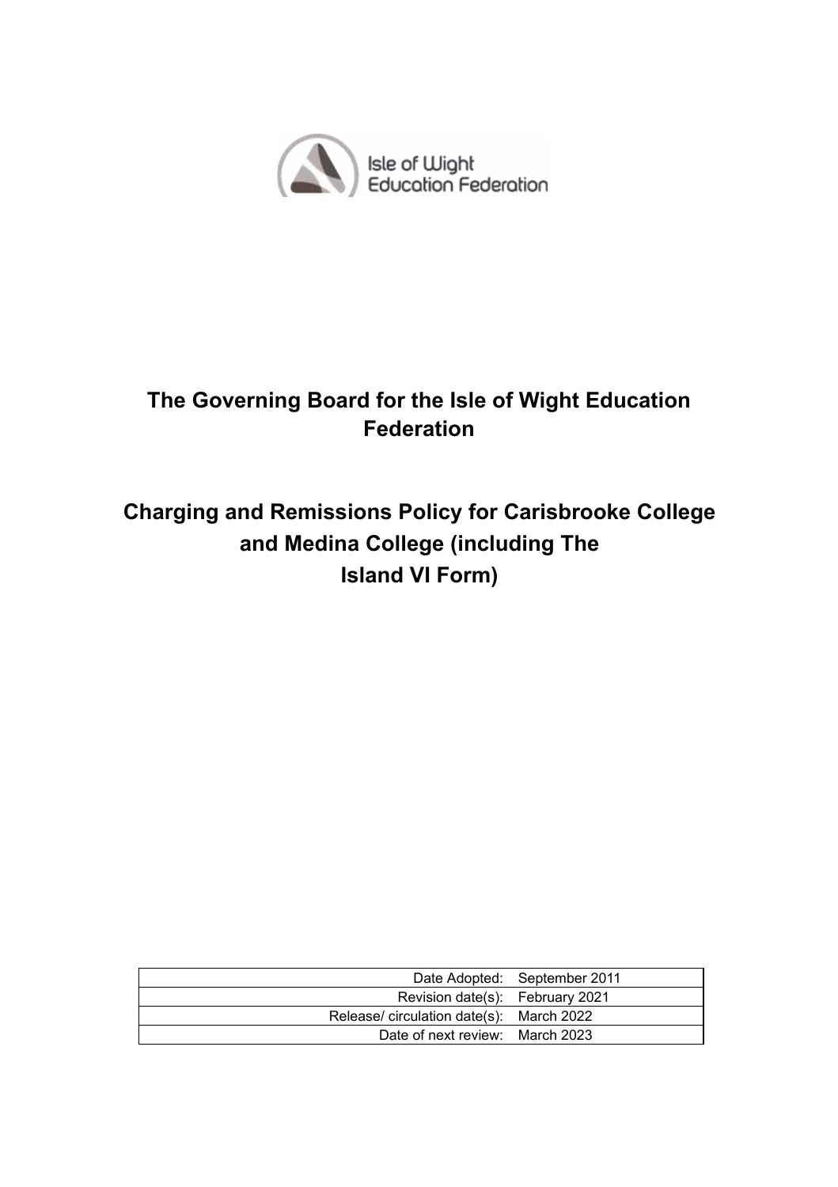Isle of Wight Education Federation

# The Governing Board for the Isle of Wight Education Federation

# Charging and Remissions Policy for Carisbrooke College and Medina College (including The Island VI Form)

| | |
|---|---|
| Date Adopted: | September 2011 |
| Revision date(s): | February 2021 |
| Release/ circulation date(s): | March 2022 |
| Date of next review: | March 2023 |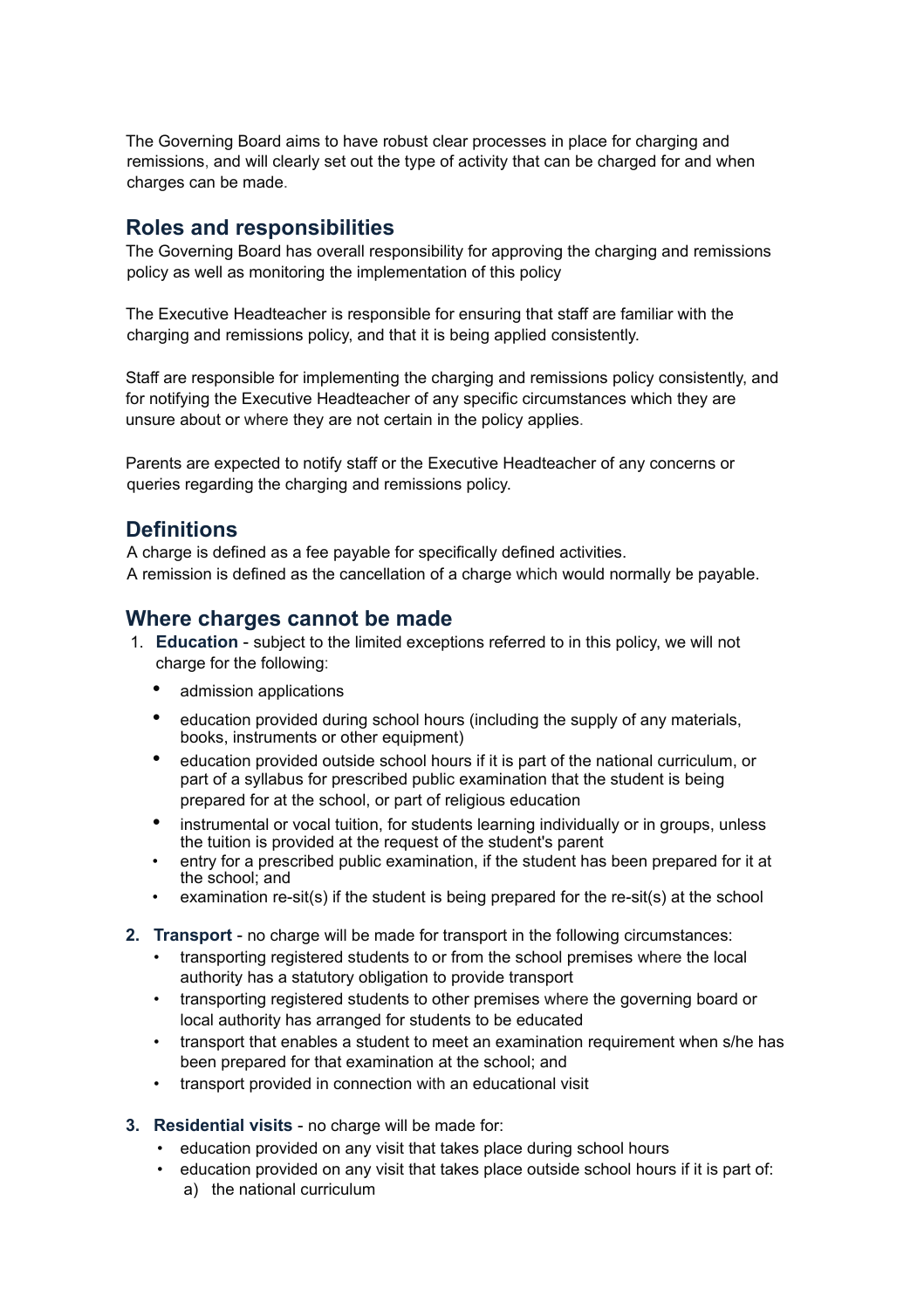The Governing Board aims to have robust clear processes in place for charging and remissions, and will clearly set out the type of activity that can be charged for and when charges can be made.

## Roles and responsibilities

The Governing Board has overall responsibility for approving the charging and remissions policy as well as monitoring the implementation of this policy

The Executive Headteacher is responsible for ensuring that staff are familiar with the charging and remissions policy, and that it is being applied consistently.

Staff are responsible for implementing the charging and remissions policy consistently, and for notifying the Executive Headteacher of any specific circumstances which they are unsure about or where they are not certain in the policy applies.

Parents are expected to notify staff or the Executive Headteacher of any concerns or queries regarding the charging and remissions policy.

## Definitions

A charge is defined as a fee payable for specifically defined activities.
A remission is defined as the cancellation of a charge which would normally be payable.

## Where charges cannot be made

1. **Education** - subject to the limited exceptions referred to in this policy, we will not charge for the following:
   - admission applications
   - education provided during school hours (including the supply of any materials, books, instruments or other equipment)
   - education provided outside school hours if it is part of the national curriculum, or part of a syllabus for prescribed public examination that the student is being prepared for at the school, or part of religious education
   - instrumental or vocal tuition, for students learning individually or in groups, unless the tuition is provided at the request of the student's parent
   - entry for a prescribed public examination, if the student has been prepared for it at the school; and
   - examination re-sit(s) if the student is being prepared for the re-sit(s) at the school

2. **Transport** - no charge will be made for transport in the following circumstances:
   - transporting registered students to or from the school premises where the local authority has a statutory obligation to provide transport
   - transporting registered students to other premises where the governing board or local authority has arranged for students to be educated
   - transport that enables a student to meet an examination requirement when s/he has been prepared for that examination at the school; and
   - transport provided in connection with an educational visit

3. **Residential visits** - no charge will be made for:
   - education provided on any visit that takes place during school hours
   - education provided on any visit that takes place outside school hours if it is part of:
     a) the national curriculum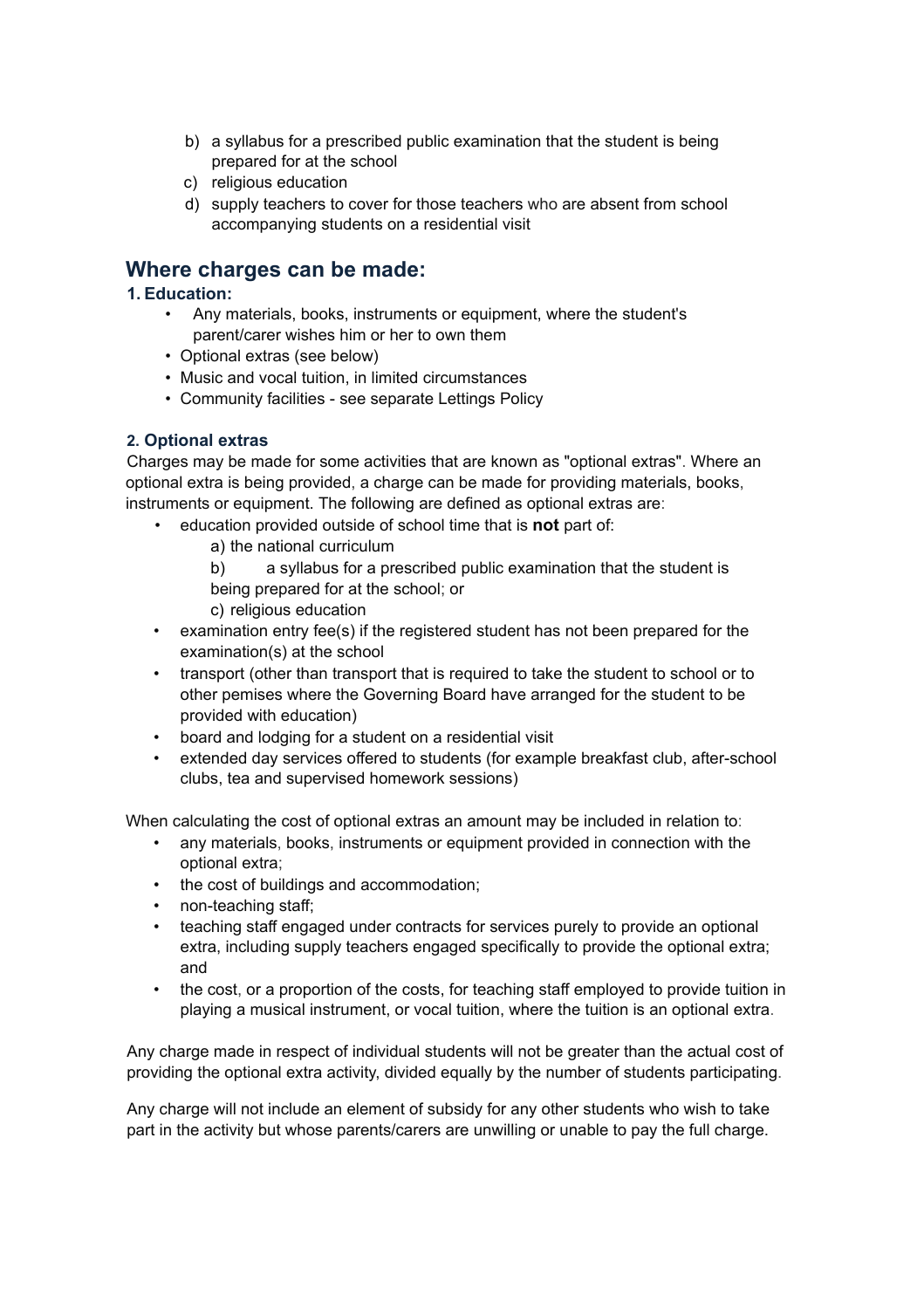b) a syllabus for a prescribed public examination that the student is being prepared for at the school
c) religious education
d) supply teachers to cover for those teachers who are absent from school accompanying students on a residential visit

## Where charges can be made:

### 1. Education:

- Any materials, books, instruments or equipment, where the student's parent/carer wishes him or her to own them
- Optional extras (see below)
- Music and vocal tuition, in limited circumstances
- Community facilities - see separate Lettings Policy

### 2. Optional extras

Charges may be made for some activities that are known as "optional extras". Where an optional extra is being provided, a charge can be made for providing materials, books, instruments or equipment. The following are defined as optional extras are:

- education provided outside of school time that is **not** part of:
  a) the national curriculum
  b) a syllabus for a prescribed public examination that the student is being prepared for at the school; or
  c) religious education
- examination entry fee(s) if the registered student has not been prepared for the examination(s) at the school
- transport (other than transport that is required to take the student to school or to other pemises where the Governing Board have arranged for the student to be provided with education)
- board and lodging for a student on a residential visit
- extended day services offered to students (for example breakfast club, after-school clubs, tea and supervised homework sessions)

When calculating the cost of optional extras an amount may be included in relation to:

- any materials, books, instruments or equipment provided in connection with the optional extra;
- the cost of buildings and accommodation;
- non-teaching staff;
- teaching staff engaged under contracts for services purely to provide an optional extra, including supply teachers engaged specifically to provide the optional extra; and
- the cost, or a proportion of the costs, for teaching staff employed to provide tuition in playing a musical instrument, or vocal tuition, where the tuition is an optional extra.

Any charge made in respect of individual students will not be greater than the actual cost of providing the optional extra activity, divided equally by the number of students participating.

Any charge will not include an element of subsidy for any other students who wish to take part in the activity but whose parents/carers are unwilling or unable to pay the full charge.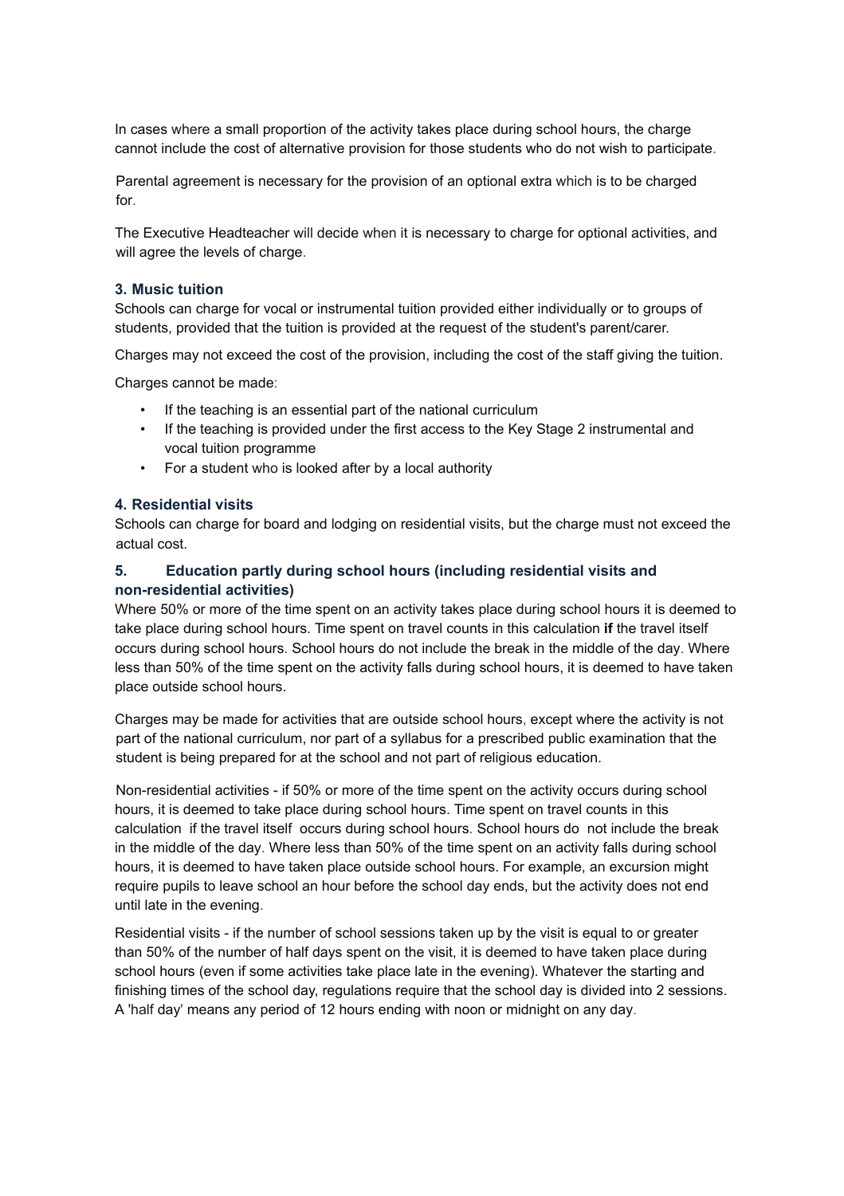In cases where a small proportion of the activity takes place during school hours, the charge cannot include the cost of alternative provision for those students who do not wish to participate.

Parental agreement is necessary for the provision of an optional extra which is to be charged for.

The Executive Headteacher will decide when it is necessary to charge for optional activities, and will agree the levels of charge.

### 3. Music tuition

Schools can charge for vocal or instrumental tuition provided either individually or to groups of students, provided that the tuition is provided at the request of the student's parent/carer.

Charges may not exceed the cost of the provision, including the cost of the staff giving the tuition.

Charges cannot be made:

- If the teaching is an essential part of the national curriculum
- If the teaching is provided under the first access to the Key Stage 2 instrumental and vocal tuition programme
- For a student who is looked after by a local authority

### 4. Residential visits

Schools can charge for board and lodging on residential visits, but the charge must not exceed the actual cost.

### 5. Education partly during school hours (including residential visits and non-residential activities)

Where 50% or more of the time spent on an activity takes place during school hours it is deemed to take place during school hours. Time spent on travel counts in this calculation **if** the travel itself occurs during school hours. School hours do not include the break in the middle of the day. Where less than 50% of the time spent on the activity falls during school hours, it is deemed to have taken place outside school hours.

Charges may be made for activities that are outside school hours, except where the activity is not part of the national curriculum, nor part of a syllabus for a prescribed public examination that the student is being prepared for at the school and not part of religious education.

Non-residential activities - if 50% or more of the time spent on the activity occurs during school hours, it is deemed to take place during school hours. Time spent on travel counts in this calculation if the travel itself occurs during school hours. School hours do not include the break in the middle of the day. Where less than 50% of the time spent on an activity falls during school hours, it is deemed to have taken place outside school hours. For example, an excursion might require pupils to leave school an hour before the school day ends, but the activity does not end until late in the evening.

Residential visits - if the number of school sessions taken up by the visit is equal to or greater than 50% of the number of half days spent on the visit, it is deemed to have taken place during school hours (even if some activities take place late in the evening). Whatever the starting and finishing times of the school day, regulations require that the school day is divided into 2 sessions. A 'half day' means any period of 12 hours ending with noon or midnight on any day.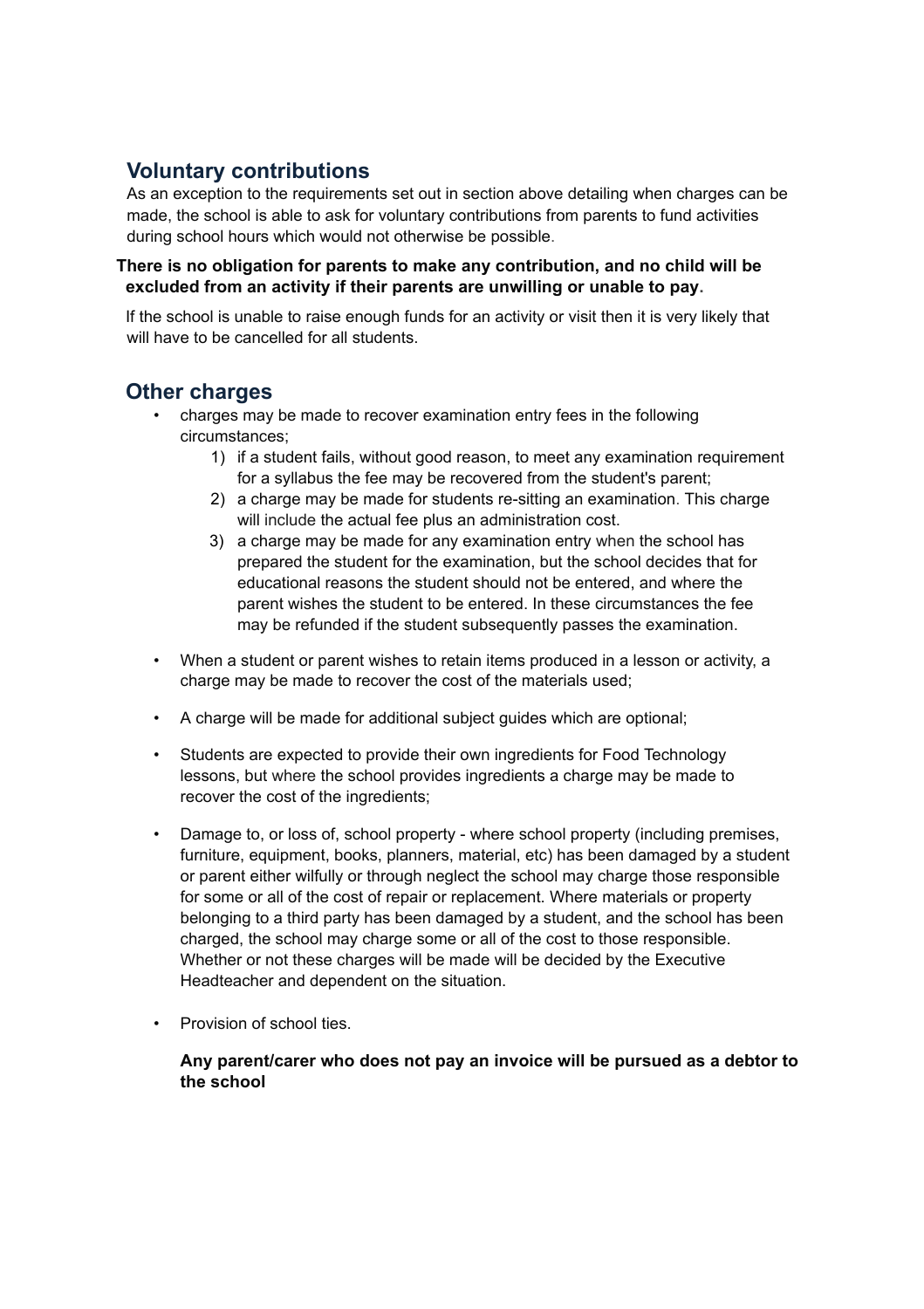## Voluntary contributions

As an exception to the requirements set out in section above detailing when charges can be made, the school is able to ask for voluntary contributions from parents to fund activities during school hours which would not otherwise be possible.

**There is no obligation for parents to make any contribution, and no child will be excluded from an activity if their parents are unwilling or unable to pay.**

If the school is unable to raise enough funds for an activity or visit then it is very likely that will have to be cancelled for all students.

## Other charges

- charges may be made to recover examination entry fees in the following circumstances;
  1) if a student fails, without good reason, to meet any examination requirement for a syllabus the fee may be recovered from the student's parent;
  2) a charge may be made for students re-sitting an examination. This charge will include the actual fee plus an administration cost.
  3) a charge may be made for any examination entry when the school has prepared the student for the examination, but the school decides that for educational reasons the student should not be entered, and where the parent wishes the student to be entered. In these circumstances the fee may be refunded if the student subsequently passes the examination.
- When a student or parent wishes to retain items produced in a lesson or activity, a charge may be made to recover the cost of the materials used;
- A charge will be made for additional subject guides which are optional;
- Students are expected to provide their own ingredients for Food Technology lessons, but where the school provides ingredients a charge may be made to recover the cost of the ingredients;
- Damage to, or loss of, school property - where school property (including premises, furniture, equipment, books, planners, material, etc) has been damaged by a student or parent either wilfully or through neglect the school may charge those responsible for some or all of the cost of repair or replacement. Where materials or property belonging to a third party has been damaged by a student, and the school has been charged, the school may charge some or all of the cost to those responsible. Whether or not these charges will be made will be decided by the Executive Headteacher and dependent on the situation.
- Provision of school ties.

  **Any parent/carer who does not pay an invoice will be pursued as a debtor to the school**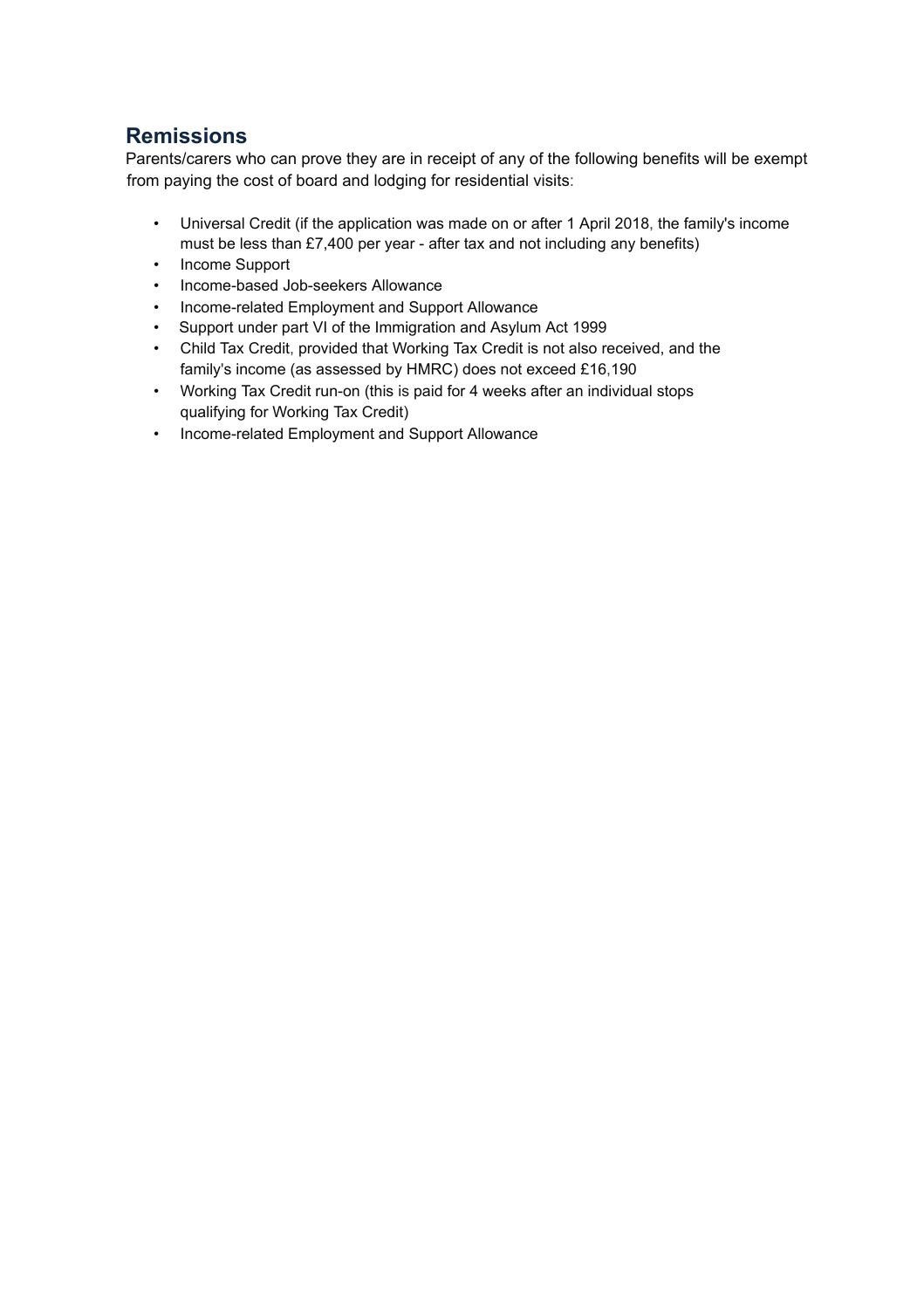## Remissions

Parents/carers who can prove they are in receipt of any of the following benefits will be exempt from paying the cost of board and lodging for residential visits:

- Universal Credit (if the application was made on or after 1 April 2018, the family's income must be less than £7,400 per year - after tax and not including any benefits)
- Income Support
- Income-based Job-seekers Allowance
- Income-related Employment and Support Allowance
- Support under part VI of the Immigration and Asylum Act 1999
- Child Tax Credit, provided that Working Tax Credit is not also received, and the family's income (as assessed by HMRC) does not exceed £16,190
- Working Tax Credit run-on (this is paid for 4 weeks after an individual stops qualifying for Working Tax Credit)
- Income-related Employment and Support Allowance